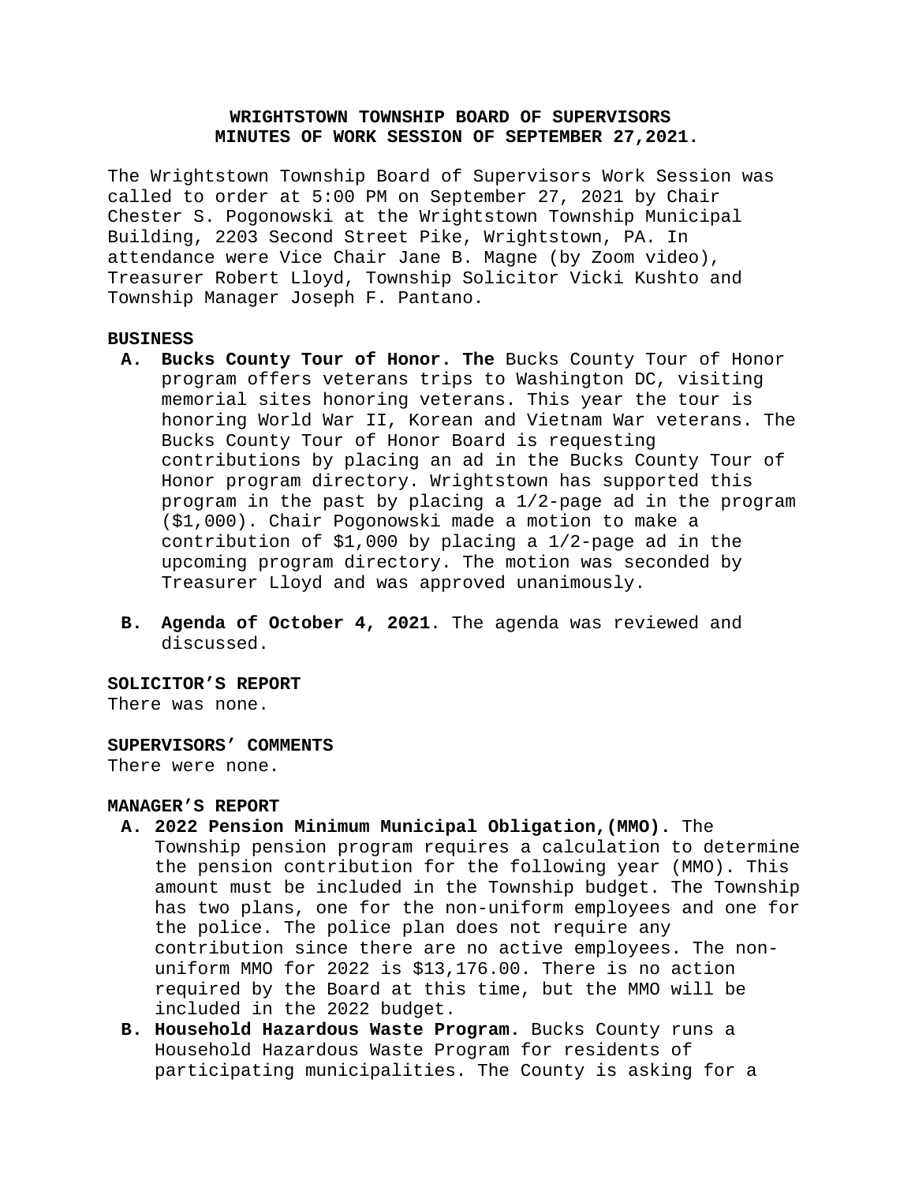# WRIGHTSTOWN TOWNSHIP BOARD OF SUPERVISORS
## MINUTES OF WORK SESSION OF SEPTEMBER 27,2021.

The Wrightstown Township Board of Supervisors Work Session was called to order at 5:00 PM on September 27, 2021 by Chair Chester S. Pogonowski at the Wrightstown Township Municipal Building, 2203 Second Street Pike, Wrightstown, PA. In attendance were Vice Chair Jane B. Magne (by Zoom video), Treasurer Robert Lloyd, Township Solicitor Vicki Kushto and Township Manager Joseph F. Pantano.

**BUSINESS**

A. **Bucks County Tour of Honor. The** Bucks County Tour of Honor program offers veterans trips to Washington DC, visiting memorial sites honoring veterans. This year the tour is honoring World War II, Korean and Vietnam War veterans. The Bucks County Tour of Honor Board is requesting contributions by placing an ad in the Bucks County Tour of Honor program directory. Wrightstown has supported this program in the past by placing a 1/2-page ad in the program ($1,000). Chair Pogonowski made a motion to make a contribution of $1,000 by placing a 1/2-page ad in the upcoming program directory. The motion was seconded by Treasurer Lloyd and was approved unanimously.

B. **Agenda of October 4, 2021**. The agenda was reviewed and discussed.

**SOLICITOR'S REPORT**
There was none.

**SUPERVISORS' COMMENTS**
There were none.

**MANAGER'S REPORT**

A. **2022 Pension Minimum Municipal Obligation,(MMO).** The Township pension program requires a calculation to determine the pension contribution for the following year (MMO). This amount must be included in the Township budget. The Township has two plans, one for the non-uniform employees and one for the police. The police plan does not require any contribution since there are no active employees. The non-uniform MMO for 2022 is $13,176.00. There is no action required by the Board at this time, but the MMO will be included in the 2022 budget.

B. **Household Hazardous Waste Program.** Bucks County runs a Household Hazardous Waste Program for residents of participating municipalities. The County is asking for a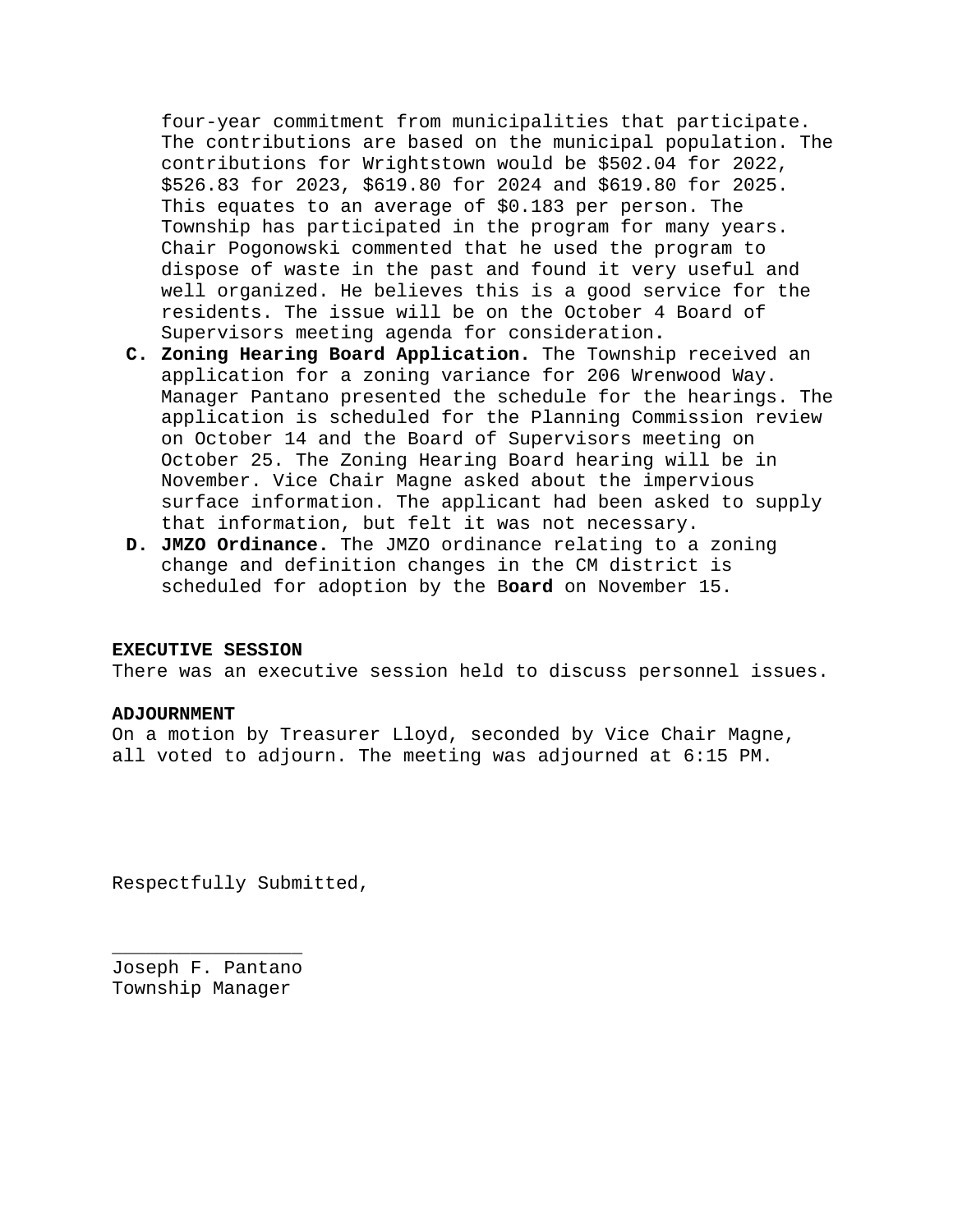four-year commitment from municipalities that participate. The contributions are based on the municipal population. The contributions for Wrightstown would be $502.04 for 2022, $526.83 for 2023, $619.80 for 2024 and $619.80 for 2025. This equates to an average of $0.183 per person. The Township has participated in the program for many years. Chair Pogonowski commented that he used the program to dispose of waste in the past and found it very useful and well organized. He believes this is a good service for the residents. The issue will be on the October 4 Board of Supervisors meeting agenda for consideration.

C. **Zoning Hearing Board Application.** The Township received an application for a zoning variance for 206 Wrenwood Way. Manager Pantano presented the schedule for the hearings. The application is scheduled for the Planning Commission review on October 14 and the Board of Supervisors meeting on October 25. The Zoning Hearing Board hearing will be in November. Vice Chair Magne asked about the impervious surface information. The applicant had been asked to supply that information, but felt it was not necessary.

D. **JMZO Ordinance.** The JMZO ordinance relating to a zoning change and definition changes in the CM district is scheduled for adoption by the B**oard** on November 15.

**EXECUTIVE SESSION**

There was an executive session held to discuss personnel issues.

**ADJOURNMENT**

On a motion by Treasurer Lloyd, seconded by Vice Chair Magne, all voted to adjourn. The meeting was adjourned at 6:15 PM.

Respectfully Submitted,

_________________

Joseph F. Pantano
Township Manager